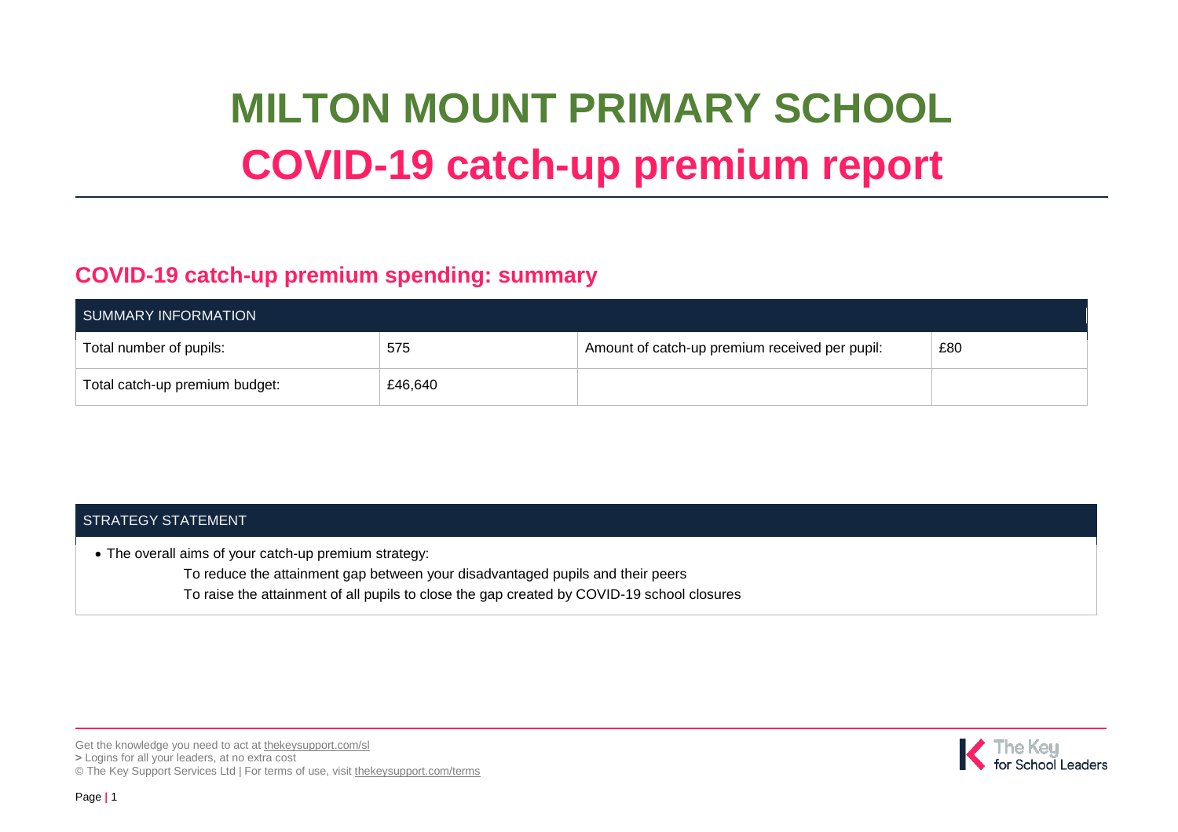# MILTON MOUNT PRIMARY SCHOOL

# COVID-19 catch-up premium report

## COVID-19 catch-up premium spending: summary

| SUMMARY INFORMATION | | | |
|---|---|---|---|
| Total number of pupils: | 575 | Amount of catch-up premium received per pupil: | £80 |
| Total catch-up premium budget: | £46,640 | | |

| STRATEGY STATEMENT |
|---|
| • The overall aims of your catch-up premium strategy:<br>To reduce the attainment gap between your disadvantaged pupils and their peers<br>To raise the attainment of all pupils to close the gap created by COVID-19 school closures |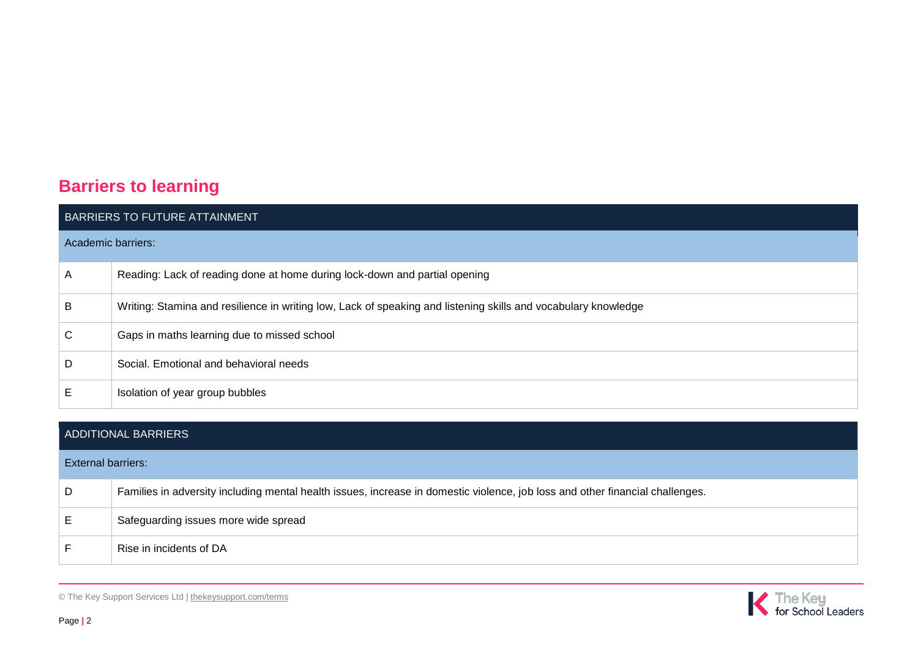## Barriers to learning

| BARRIERS TO FUTURE ATTAINMENT | |
|---|---|
| Academic barriers: | |
| A | Reading: Lack of reading done at home during lock-down and partial opening |
| B | Writing: Stamina and resilience in writing low, Lack of speaking and listening skills and vocabulary knowledge |
| C | Gaps in maths learning due to missed school |
| D | Social. Emotional and behavioral needs |
| E | Isolation of year group bubbles |

| ADDITIONAL BARRIERS | |
|---|---|
| External barriers: | |
| D | Families in adversity including mental health issues, increase in domestic violence, job loss and other financial challenges. |
| E | Safeguarding issues more wide spread |
| F | Rise in incidents of DA |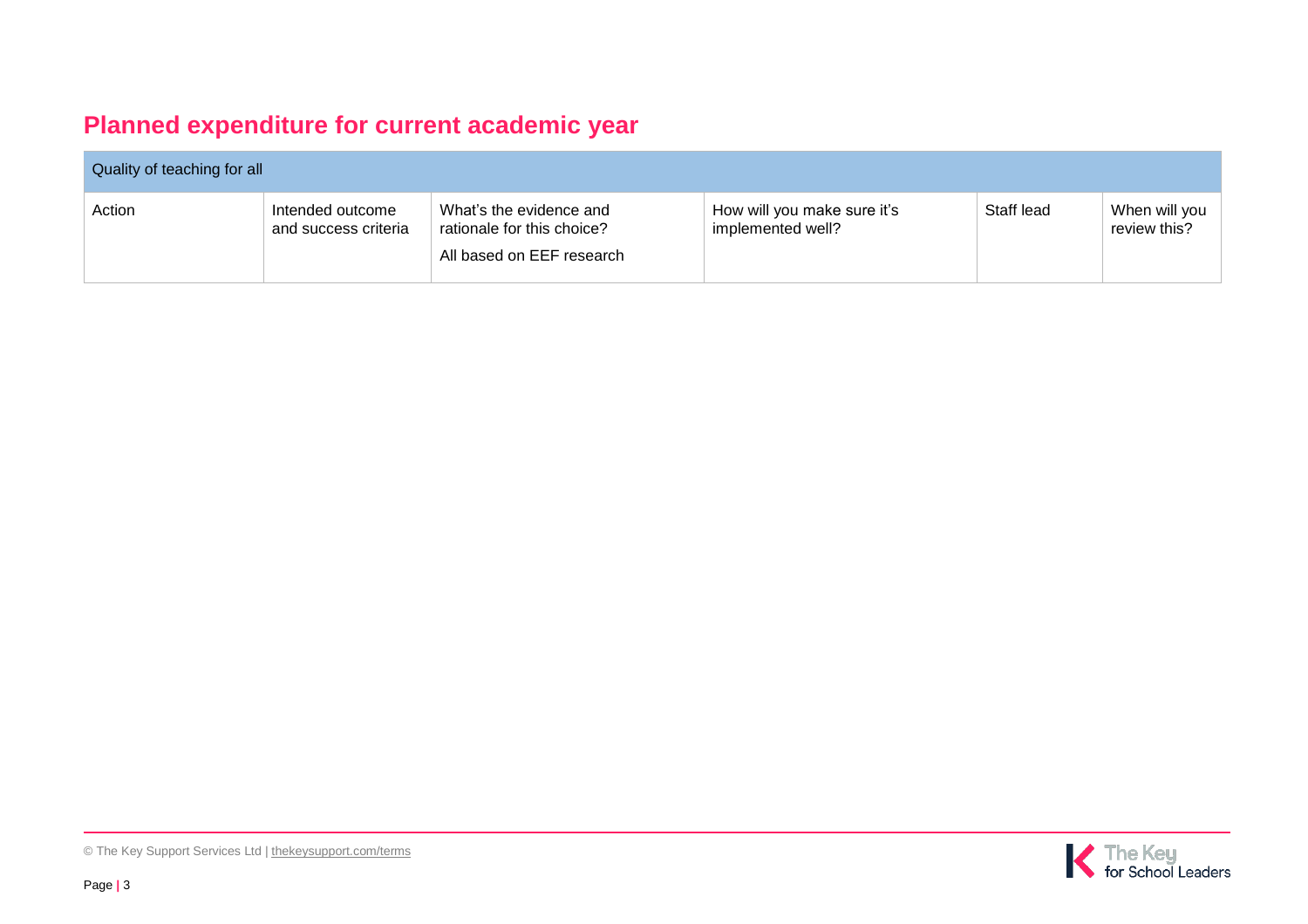## Planned expenditure for current academic year

| Quality of teaching for all | | | | | |
|---|---|---|---|---|---|
| Action | Intended outcome and success criteria | What's the evidence and rationale for this choice?<br><br>All based on EEF research | How will you make sure it's implemented well? | Staff lead | When will you review this? |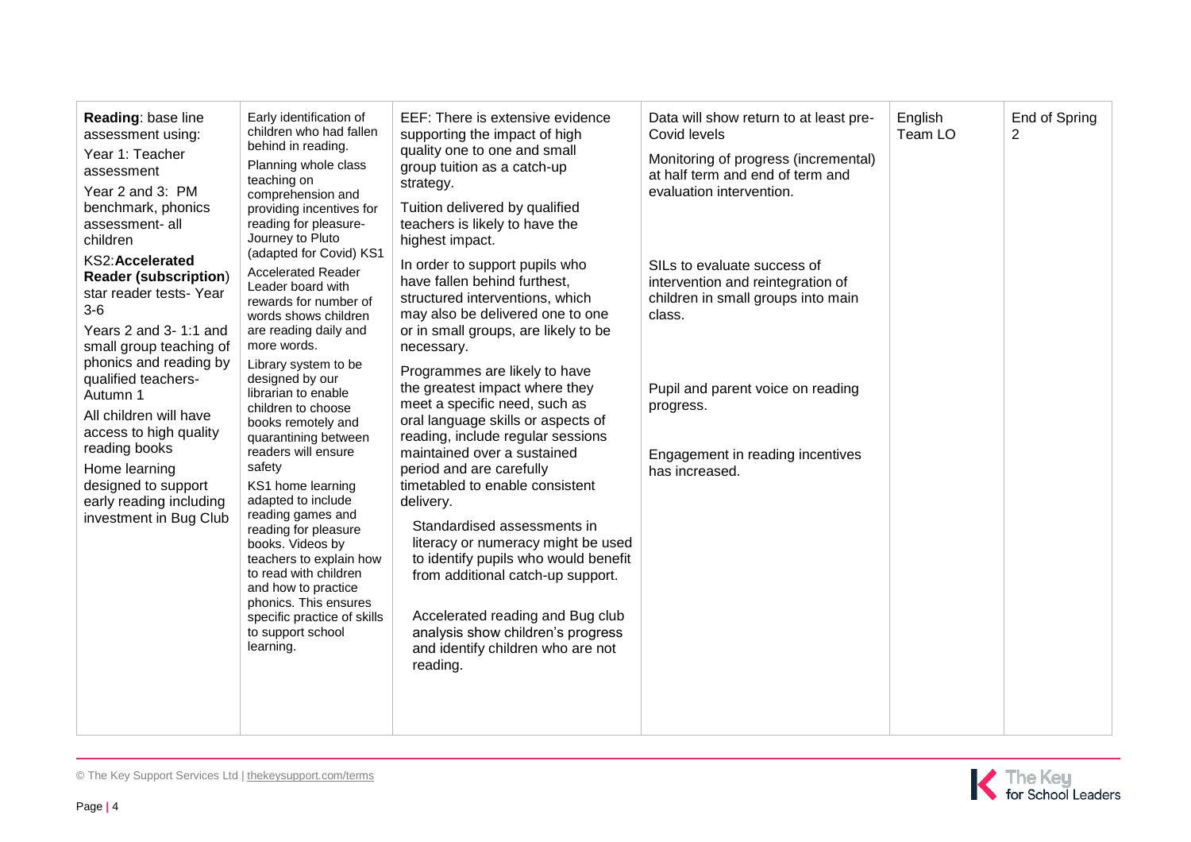| | | | | | |
|---|---|---|---|---|---|
| **Reading**: base line assessment using:<br>Year 1: Teacher assessment<br>Year 2 and 3: PM benchmark, phonics assessment- all children<br>KS2:**Accelerated Reader (subscription**) star reader tests- Year 3-6<br>Years 2 and 3- 1:1 and small group teaching of phonics and reading by qualified teachers- Autumn 1<br>All children will have access to high quality reading books<br>Home learning designed to support early reading including investment in Bug Club | Early identification of children who had fallen behind in reading.<br>Planning whole class teaching on comprehension and providing incentives for reading for pleasure- Journey to Pluto (adapted for Covid) KS1<br>Accelerated Reader Leader board with rewards for number of words shows children are reading daily and more words.<br>Library system to be designed by our librarian to enable children to choose books remotely and quarantining between readers will ensure safety<br>KS1 home learning adapted to include reading games and reading for pleasure books. Videos by teachers to explain how to read with children and how to practice phonics. This ensures specific practice of skills to support school learning. | EEF: There is extensive evidence supporting the impact of high quality one to one and small group tuition as a catch-up strategy.<br>Tuition delivered by qualified teachers is likely to have the highest impact.<br>In order to support pupils who have fallen behind furthest, structured interventions, which may also be delivered one to one or in small groups, are likely to be necessary.<br>Programmes are likely to have the greatest impact where they meet a specific need, such as oral language skills or aspects of reading, include regular sessions maintained over a sustained period and are carefully timetabled to enable consistent delivery.<br>Standardised assessments in literacy or numeracy might be used to identify pupils who would benefit from additional catch-up support.<br>Accelerated reading and Bug club analysis show children's progress and identify children who are not reading. | Data will show return to at least pre-Covid levels<br>Monitoring of progress (incremental) at half term and end of term and evaluation intervention.<br>SILs to evaluate success of intervention and reintegration of children in small groups into main class.<br>Pupil and parent voice on reading progress.<br>Engagement in reading incentives has increased. | English Team LO | End of Spring 2 |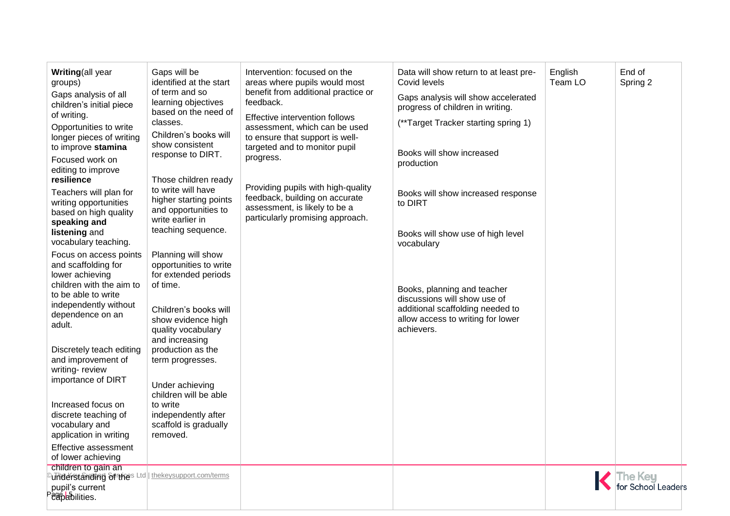| | | | | | |
|---|---|---|---|---|---|
| **Writing**(all year groups)<br>Gaps analysis of all children's initial piece of writing.<br>Opportunities to write longer pieces of writing to improve **stamina**<br>Focused work on editing to improve **resilience**<br>Teachers will plan for writing opportunities based on high quality **speaking and listening** and vocabulary teaching.<br>Focus on access points and scaffolding for lower achieving children with the aim to to be able to write independently without dependence on an adult.<br><br>Discretely teach editing and improvement of writing- review importance of DIRT<br><br>Increased focus on discrete teaching of vocabulary and application in writing<br>Effective assessment of lower achieving children to gain an understanding of the pupil's current capabilities. | Gaps will be identified at the start of term and so learning objectives based on the need of classes.<br>Children's books will show consistent response to DIRT.<br><br>Those children ready to write will have higher starting points and opportunities to write earlier in teaching sequence.<br>Planning will show opportunities to write for extended periods of time.<br><br>Children's books will show evidence high quality vocabulary and increasing production as the term progresses.<br><br>Under achieving children will be able to write independently after scaffold is gradually removed. | Intervention: focused on the areas where pupils would most benefit from additional practice or feedback.<br>Effective intervention follows assessment, which can be used to ensure that support is well-targeted and to monitor pupil progress.<br><br>Providing pupils with high-quality feedback, building on accurate assessment, is likely to be a particularly promising approach. | Data will show return to at least pre-Covid levels<br>Gaps analysis will show accelerated progress of children in writing.<br>(**Target Tracker starting spring 1)<br><br>Books will show increased production<br><br>Books will show increased response to DIRT<br><br>Books will show use of high level vocabulary<br><br>Books, planning and teacher discussions will show use of additional scaffolding needed to allow access to writing for lower achievers. | English Team LO | End of Spring 2 |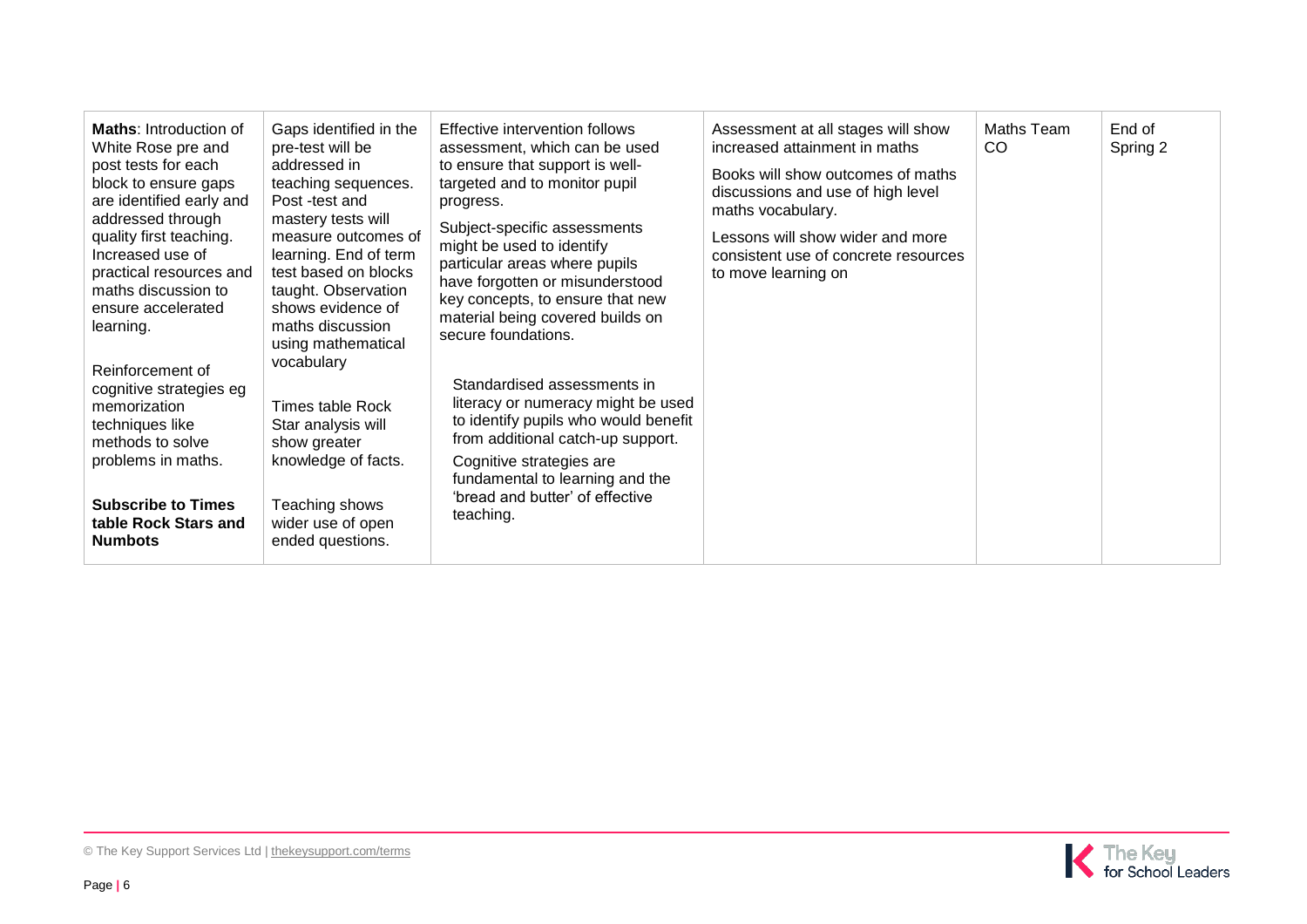| | | | | | |
|---|---|---|---|---|---|
| **Maths**: Introduction of White Rose pre and post tests for each block to ensure gaps are identified early and addressed through quality first teaching. Increased use of practical resources and maths discussion to ensure accelerated learning.<br><br>Reinforcement of cognitive strategies eg memorization techniques like methods to solve problems in maths.<br><br>**Subscribe to Times table Rock Stars and Numbots** | Gaps identified in the pre-test will be addressed in teaching sequences. Post -test and mastery tests will measure outcomes of learning. End of term test based on blocks taught. Observation shows evidence of maths discussion using mathematical vocabulary<br><br>Times table Rock Star analysis will show greater knowledge of facts.<br><br>Teaching shows wider use of open ended questions. | Effective intervention follows assessment, which can be used to ensure that support is well-targeted and to monitor pupil progress.<br><br>Subject-specific assessments might be used to identify particular areas where pupils have forgotten or misunderstood key concepts, to ensure that new material being covered builds on secure foundations.<br><br>Standardised assessments in literacy or numeracy might be used to identify pupils who would benefit from additional catch-up support.<br><br>Cognitive strategies are fundamental to learning and the 'bread and butter' of effective teaching. | Assessment at all stages will show increased attainment in maths<br><br>Books will show outcomes of maths discussions and use of high level maths vocabulary.<br><br>Lessons will show wider and more consistent use of concrete resources to move learning on | Maths Team CO | End of Spring 2 |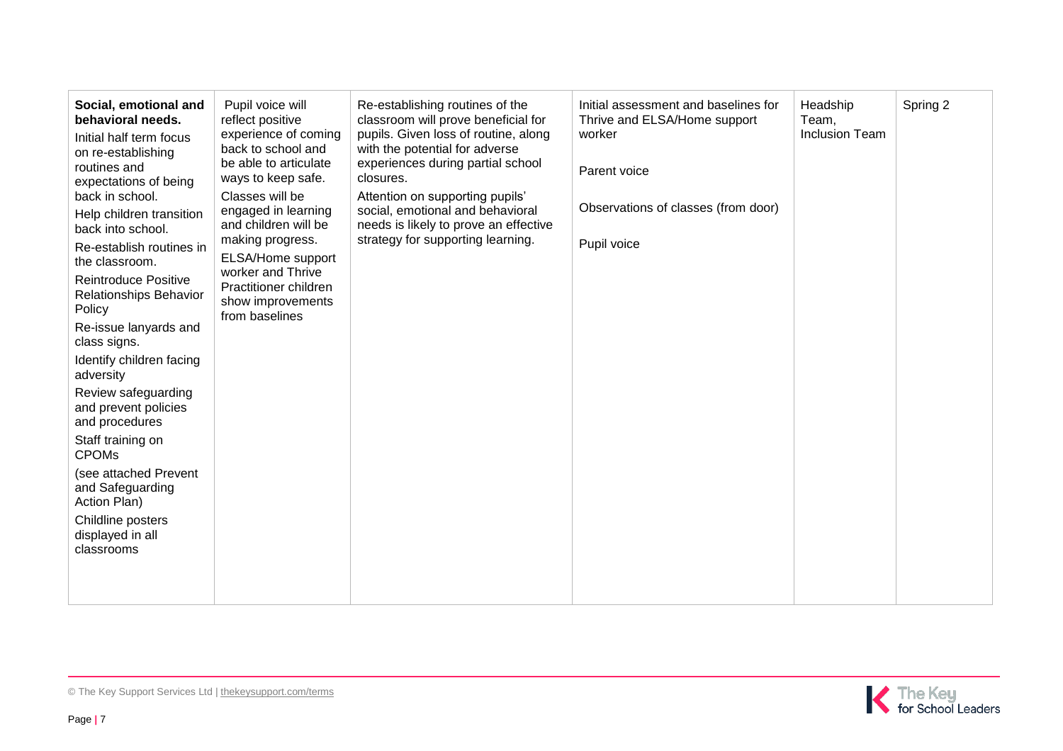| **Social, emotional and behavioral needs.**<br>Initial half term focus on re-establishing routines and expectations of being back in school.<br>Help children transition back into school.<br>Re-establish routines in the classroom.<br>Reintroduce Positive Relationships Behavior Policy<br>Re-issue lanyards and class signs.<br>Identify children facing adversity<br>Review safeguarding and prevent policies and procedures<br>Staff training on CPOMs<br>(see attached Prevent and Safeguarding Action Plan)<br>Childline posters displayed in all classrooms | Pupil voice will reflect positive experience of coming back to school and be able to articulate ways to keep safe.<br>Classes will be engaged in learning and children will be making progress.<br>ELSA/Home support worker and Thrive Practitioner children show improvements from baselines | Re-establishing routines of the classroom will prove beneficial for pupils. Given loss of routine, along with the potential for adverse experiences during partial school closures.<br>Attention on supporting pupils' social, emotional and behavioral needs is likely to prove an effective strategy for supporting learning. | Initial assessment and baselines for Thrive and ELSA/Home support worker<br><br>Parent voice<br><br>Observations of classes (from door)<br><br>Pupil voice | Headship Team, Inclusion Team | Spring 2 |
|---|---|---|---|---|---|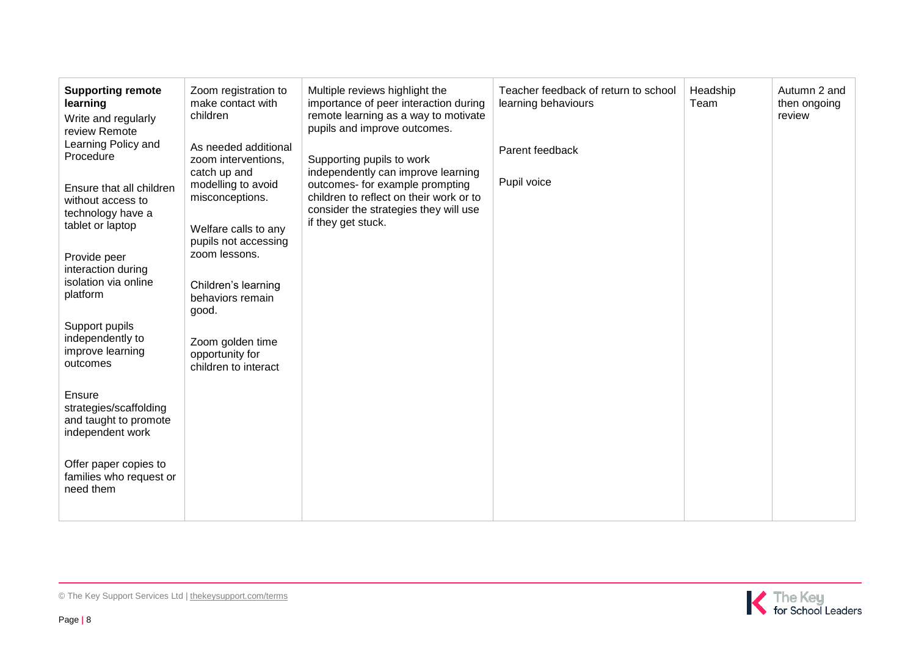| | | | | | |
|---|---|---|---|---|---|
| **Supporting remote learning**<br>Write and regularly review Remote Learning Policy and Procedure<br><br>Ensure that all children without access to technology have a tablet or laptop<br><br>Provide peer interaction during isolation via online platform<br><br>Support pupils independently to improve learning outcomes<br><br>Ensure strategies/scaffolding and taught to promote independent work<br><br>Offer paper copies to families who request or need them | Zoom registration to make contact with children<br><br>As needed additional zoom interventions, catch up and modelling to avoid misconceptions.<br><br>Welfare calls to any pupils not accessing zoom lessons.<br><br>Children's learning behaviors remain good.<br><br>Zoom golden time opportunity for children to interact | Multiple reviews highlight the importance of peer interaction during remote learning as a way to motivate pupils and improve outcomes.<br><br>Supporting pupils to work independently can improve learning outcomes- for example prompting children to reflect on their work or to consider the strategies they will use if they get stuck. | Teacher feedback of return to school learning behaviours<br><br>Parent feedback<br><br>Pupil voice | Headship Team | Autumn 2 and then ongoing review |

© The Key Support Services Ltd | thekeysupport.com/terms